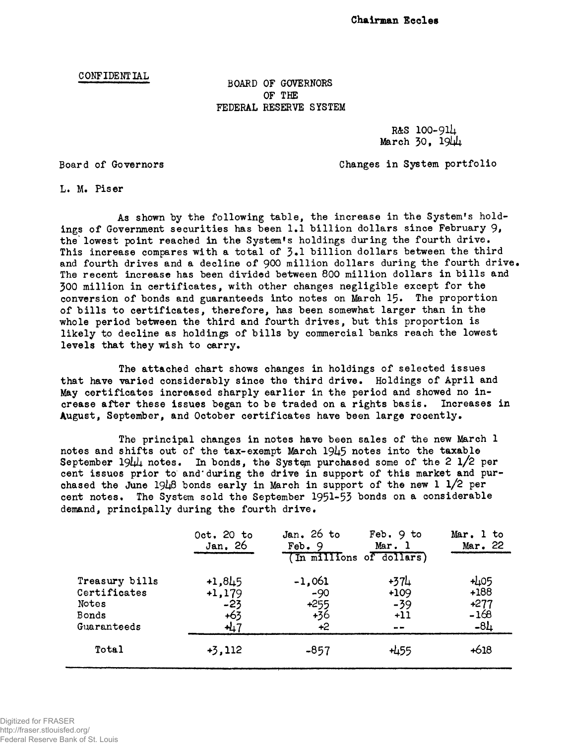Chairman Eccles

CONFIDENTIAL

BOARD OF GOVERNORS
OF THE
FEDERAL RESERVE SYSTEM

R&S 100-914
March 30, 1944

Board of Governors

Changes in System portfolio

L. M. Piser

As shown by the following table, the increase in the System's holdings of Government securities has been 1.1 billion dollars since February 9, the lowest point reached in the System's holdings during the fourth drive. This increase compares with a total of 3.1 billion dollars between the third and fourth drives and a decline of 900 million dollars during the fourth drive. The recent increase has been divided between 800 million dollars in bills and 300 million in certificates, with other changes negligible except for the conversion of bonds and guaranteeds into notes on March 15. The proportion of bills to certificates, therefore, has been somewhat larger than in the whole period between the third and fourth drives, but this proportion is likely to decline as holdings of bills by commercial banks reach the lowest levels that they wish to carry.

The attached chart shows changes in holdings of selected issues that have varied considerably since the third drive. Holdings of April and May certificates increased sharply earlier in the period and showed no increase after these issues began to be traded on a rights basis. Increases in August, September, and October certificates have been large recently.

The principal changes in notes have been sales of the new March 1 notes and shifts out of the tax-exempt March 1945 notes into the taxable September 1944 notes. In bonds, the System purchased some of the 2 1/2 per cent issues prior to and during the drive in support of this market and purchased the June 1948 bonds early in March in support of the new 1 1/2 per cent notes. The System sold the September 1951-53 bonds on a considerable demand, principally during the fourth drive.

| | Oct. 20 to Jan. 26 | Jan. 26 to Feb. 9 | Feb. 9 to Mar. 1 | Mar. 1 to Mar. 22 |
|---|---|---|---|---|
| | | (In millions of dollars) | | |
| Treasury bills | +1,845 | -1,061 | +374 | +405 |
| Certificates | +1,179 | -90 | +109 | +188 |
| Notes | -23 | +255 | -39 | +277 |
| Bonds | +63 | +36 | +11 | -168 |
| Guaranteeds | +47 | +2 | -- | -84 |
| Total | +3,112 | -857 | +455 | +618 |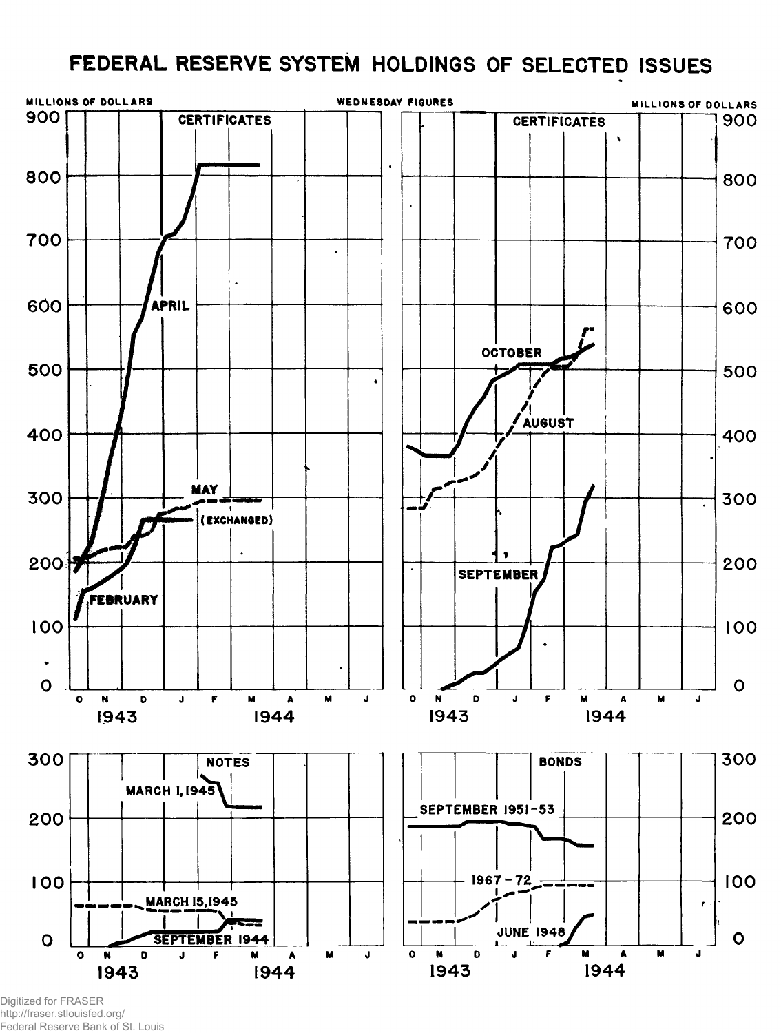# FEDERAL RESERVE SYSTEM HOLDINGS OF SELECTED ISSUES

MILLIONS OF DOLLARS

WEDNESDAY FIGURES

MILLIONS OF DOLLARS

CERTIFICATES

900
800
700
600
500
400
300
200
100
0

APRIL

MAY

(EXCHANGED)

FEBRUARY

O N D J F M A M J

1943 1944

CERTIFICATES

OCTOBER

AUGUST

SEPTEMBER

O N D J F M A M J

1943 1944

NOTES

300
200
100
0

MARCH 1, 1945

MARCH 15, 1945

SEPTEMBER 1944

O N D J F M A M J

1943 1944

BONDS

SEPTEMBER 1951-53

1967-72

JUNE 1948

O N D J F M A M J

1943 1944

Digitized for FRASER
http://fraser.stlouisfed.org/
Federal Reserve Bank of St. Louis